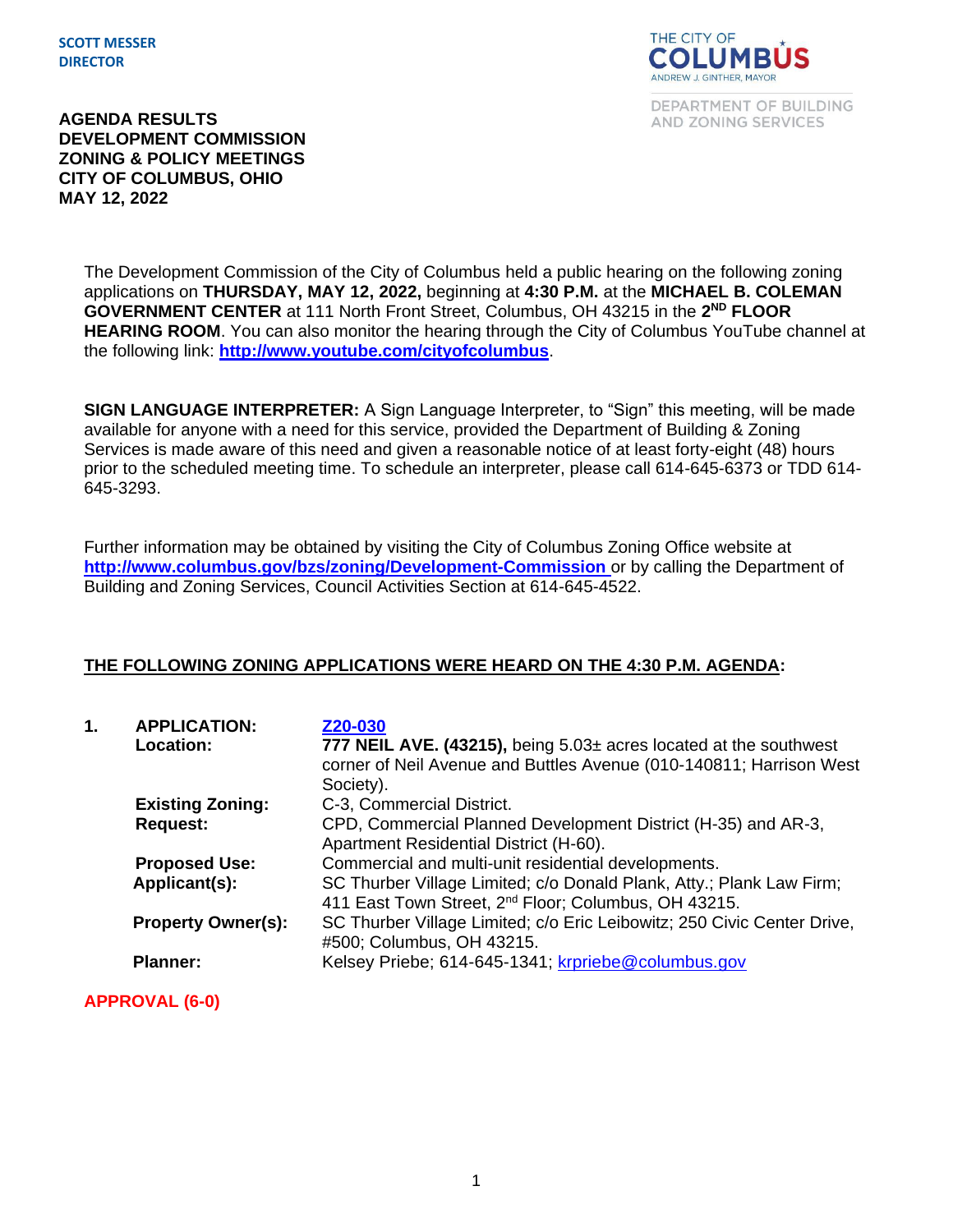SCOTT MESSER
DIRECTOR

THE CITY OF COLUMBUS
ANDREW J. GINTHER, MAYOR

DEPARTMENT OF BUILDING AND ZONING SERVICES

**AGENDA RESULTS**
**DEVELOPMENT COMMISSION**
**ZONING & POLICY MEETINGS**
**CITY OF COLUMBUS, OHIO**
**MAY 12, 2022**

The Development Commission of the City of Columbus held a public hearing on the following zoning applications on **THURSDAY, MAY 12, 2022,** beginning at **4:30 P.M.** at the **MICHAEL B. COLEMAN GOVERNMENT CENTER** at 111 North Front Street, Columbus, OH 43215 in the **2ND FLOOR HEARING ROOM**. You can also monitor the hearing through the City of Columbus YouTube channel at the following link: **http://www.youtube.com/cityofcolumbus**.

**SIGN LANGUAGE INTERPRETER:** A Sign Language Interpreter, to "Sign" this meeting, will be made available for anyone with a need for this service, provided the Department of Building & Zoning Services is made aware of this need and given a reasonable notice of at least forty-eight (48) hours prior to the scheduled meeting time. To schedule an interpreter, please call 614-645-6373 or TDD 614-645-3293.

Further information may be obtained by visiting the City of Columbus Zoning Office website at **http://www.columbus.gov/bzs/zoning/Development-Commission** or by calling the Department of Building and Zoning Services, Council Activities Section at 614-645-4522.

**THE FOLLOWING ZONING APPLICATIONS WERE HEARD ON THE 4:30 P.M. AGENDA:**

**1. APPLICATION:** **Z20-030**
**Location:** **777 NEIL AVE. (43215),** being 5.03± acres located at the southwest corner of Neil Avenue and Buttles Avenue (010-140811; Harrison West Society).
**Existing Zoning:** C-3, Commercial District.
**Request:** CPD, Commercial Planned Development District (H-35) and AR-3, Apartment Residential District (H-60).
**Proposed Use:** Commercial and multi-unit residential developments.
**Applicant(s):** SC Thurber Village Limited; c/o Donald Plank, Atty.; Plank Law Firm; 411 East Town Street, 2nd Floor; Columbus, OH 43215.
**Property Owner(s):** SC Thurber Village Limited; c/o Eric Leibowitz; 250 Civic Center Drive, #500; Columbus, OH 43215.
**Planner:** Kelsey Priebe; 614-645-1341; krpriebe@columbus.gov

**APPROVAL (6-0)**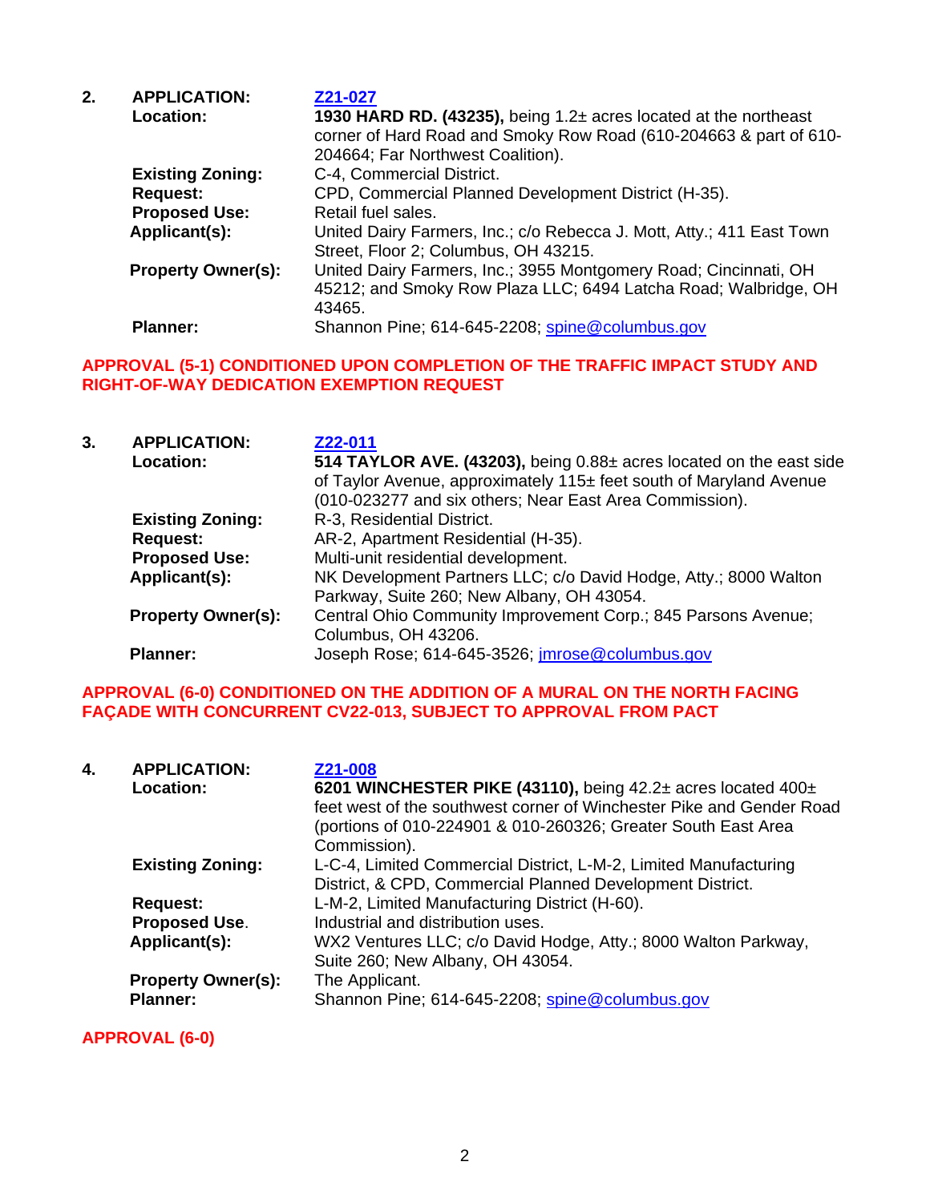**2. APPLICATION:** [Z21-027]

**Location:** **1930 HARD RD. (43235),** being 1.2± acres located at the northeast corner of Hard Road and Smoky Row Road (610-204663 & part of 610-204664; Far Northwest Coalition).

**Existing Zoning:** C-4, Commercial District.

**Request:** CPD, Commercial Planned Development District (H-35).

**Proposed Use:** Retail fuel sales.

**Applicant(s):** United Dairy Farmers, Inc.; c/o Rebecca J. Mott, Atty.; 411 East Town Street, Floor 2; Columbus, OH 43215.

**Property Owner(s):** United Dairy Farmers, Inc.; 3955 Montgomery Road; Cincinnati, OH 45212; and Smoky Row Plaza LLC; 6494 Latcha Road; Walbridge, OH 43465.

**Planner:** Shannon Pine; 614-645-2208; spine@columbus.gov

**APPROVAL (5-1) CONDITIONED UPON COMPLETION OF THE TRAFFIC IMPACT STUDY AND RIGHT-OF-WAY DEDICATION EXEMPTION REQUEST**

**3. APPLICATION:** [Z22-011]

**Location:** **514 TAYLOR AVE. (43203),** being 0.88± acres located on the east side of Taylor Avenue, approximately 115± feet south of Maryland Avenue (010-023277 and six others; Near East Area Commission).

**Existing Zoning:** R-3, Residential District.

**Request:** AR-2, Apartment Residential (H-35).

**Proposed Use:** Multi-unit residential development.

**Applicant(s):** NK Development Partners LLC; c/o David Hodge, Atty.; 8000 Walton Parkway, Suite 260; New Albany, OH 43054.

**Property Owner(s):** Central Ohio Community Improvement Corp.; 845 Parsons Avenue; Columbus, OH 43206.

**Planner:** Joseph Rose; 614-645-3526; jmrose@columbus.gov

**APPROVAL (6-0) CONDITIONED ON THE ADDITION OF A MURAL ON THE NORTH FACING FAÇADE WITH CONCURRENT CV22-013, SUBJECT TO APPROVAL FROM PACT**

**4. APPLICATION:** [Z21-008]

**Location:** **6201 WINCHESTER PIKE (43110),** being 42.2± acres located 400± feet west of the southwest corner of Winchester Pike and Gender Road (portions of 010-224901 & 010-260326; Greater South East Area Commission).

**Existing Zoning:** L-C-4, Limited Commercial District, L-M-2, Limited Manufacturing District, & CPD, Commercial Planned Development District.

**Request:** L-M-2, Limited Manufacturing District (H-60).

**Proposed Use.** Industrial and distribution uses.

**Applicant(s):** WX2 Ventures LLC; c/o David Hodge, Atty.; 8000 Walton Parkway, Suite 260; New Albany, OH 43054.

**Property Owner(s):** The Applicant.

**Planner:** Shannon Pine; 614-645-2208; spine@columbus.gov

**APPROVAL (6-0)**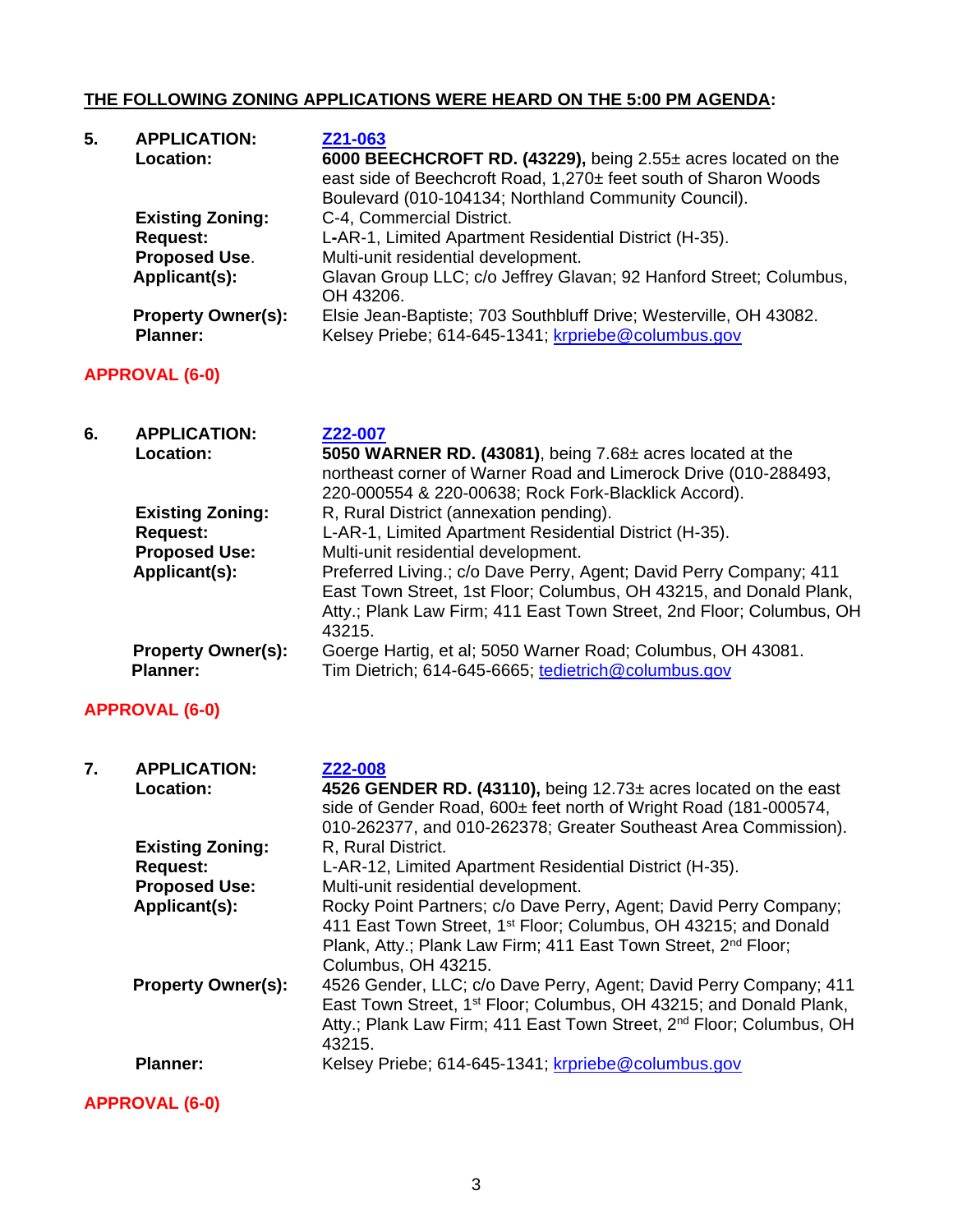**THE FOLLOWING ZONING APPLICATIONS WERE HEARD ON THE 5:00 PM AGENDA:**

**5. APPLICATION:** [Z21-063]
**Location:** **6000 BEECHCROFT RD. (43229),** being 2.55± acres located on the east side of Beechcroft Road, 1,270± feet south of Sharon Woods Boulevard (010-104134; Northland Community Council).
**Existing Zoning:** C-4, Commercial District.
**Request:** L-AR-1, Limited Apartment Residential District (H-35).
**Proposed Use.** Multi-unit residential development.
**Applicant(s):** Glavan Group LLC; c/o Jeffrey Glavan; 92 Hanford Street; Columbus, OH 43206.
**Property Owner(s):** Elsie Jean-Baptiste; 703 Southbluff Drive; Westerville, OH 43082.
**Planner:** Kelsey Priebe; 614-645-1341; krpriebe@columbus.gov

**APPROVAL (6-0)**

**6. APPLICATION:** [Z22-007]
**Location:** **5050 WARNER RD. (43081)**, being 7.68± acres located at the northeast corner of Warner Road and Limerock Drive (010-288493, 220-000554 & 220-00638; Rock Fork-Blacklick Accord).
**Existing Zoning:** R, Rural District (annexation pending).
**Request:** L-AR-1, Limited Apartment Residential District (H-35).
**Proposed Use:** Multi-unit residential development.
**Applicant(s):** Preferred Living.; c/o Dave Perry, Agent; David Perry Company; 411 East Town Street, 1st Floor; Columbus, OH 43215, and Donald Plank, Atty.; Plank Law Firm; 411 East Town Street, 2nd Floor; Columbus, OH 43215.
**Property Owner(s):** Goerge Hartig, et al; 5050 Warner Road; Columbus, OH 43081.
**Planner:** Tim Dietrich; 614-645-6665; tedietrich@columbus.gov

**APPROVAL (6-0)**

**7. APPLICATION:** [Z22-008]
**Location:** **4526 GENDER RD. (43110),** being 12.73± acres located on the east side of Gender Road, 600± feet north of Wright Road (181-000574, 010-262377, and 010-262378; Greater Southeast Area Commission).
**Existing Zoning:** R, Rural District.
**Request:** L-AR-12, Limited Apartment Residential District (H-35).
**Proposed Use:** Multi-unit residential development.
**Applicant(s):** Rocky Point Partners; c/o Dave Perry, Agent; David Perry Company; 411 East Town Street, 1st Floor; Columbus, OH 43215; and Donald Plank, Atty.; Plank Law Firm; 411 East Town Street, 2nd Floor; Columbus, OH 43215.
**Property Owner(s):** 4526 Gender, LLC; c/o Dave Perry, Agent; David Perry Company; 411 East Town Street, 1st Floor; Columbus, OH 43215; and Donald Plank, Atty.; Plank Law Firm; 411 East Town Street, 2nd Floor; Columbus, OH 43215.
**Planner:** Kelsey Priebe; 614-645-1341; krpriebe@columbus.gov

**APPROVAL (6-0)**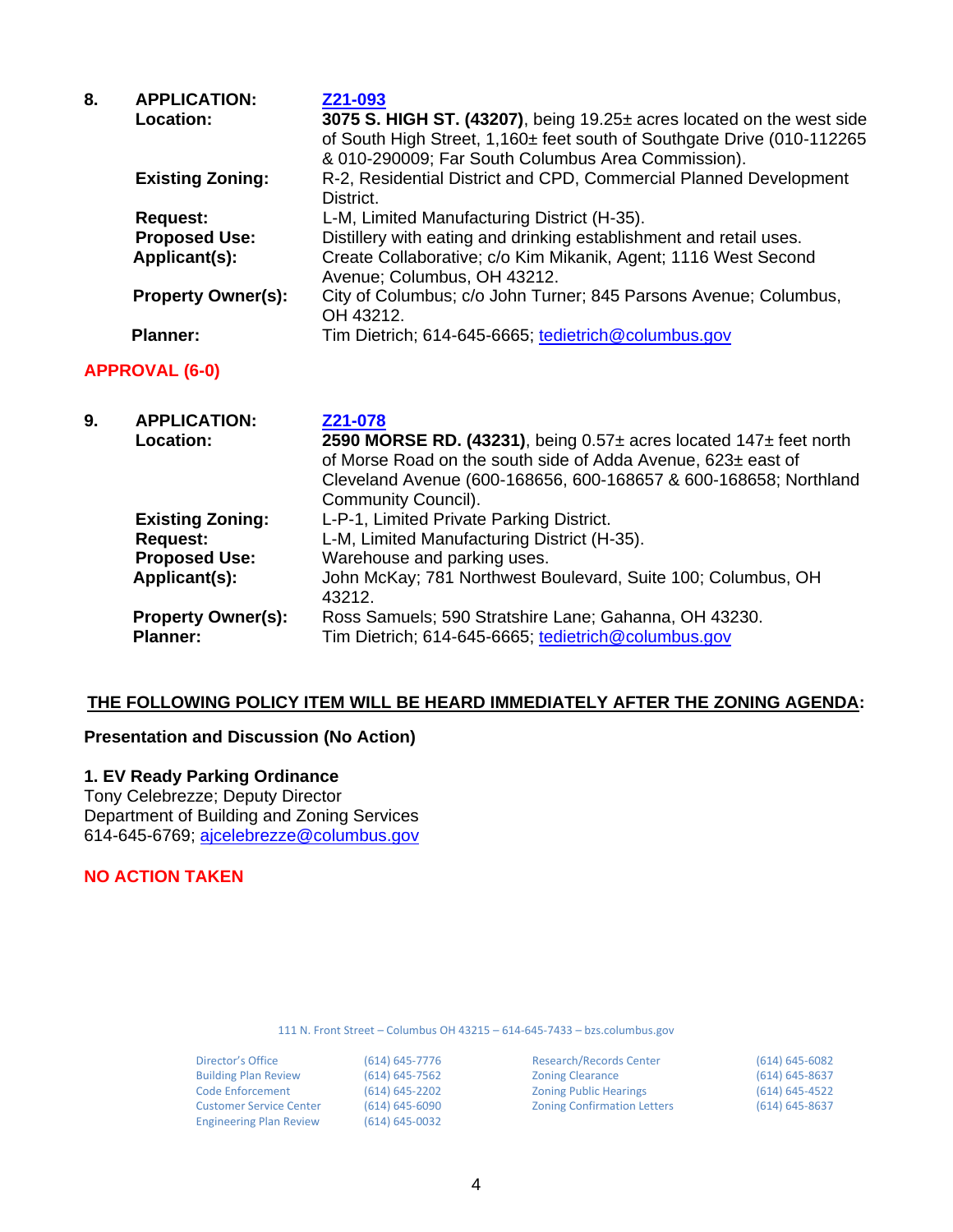**8. APPLICATION:** [Z21-093]

**Location:** **3075 S. HIGH ST. (43207)**, being 19.25± acres located on the west side of South High Street, 1,160± feet south of Southgate Drive (010-112265 & 010-290009; Far South Columbus Area Commission).

**Existing Zoning:** R-2, Residential District and CPD, Commercial Planned Development District.

**Request:** L-M, Limited Manufacturing District (H-35).

**Proposed Use:** Distillery with eating and drinking establishment and retail uses.

**Applicant(s):** Create Collaborative; c/o Kim Mikanik, Agent; 1116 West Second Avenue; Columbus, OH 43212.

**Property Owner(s):** City of Columbus; c/o John Turner; 845 Parsons Avenue; Columbus, OH 43212.

**Planner:** Tim Dietrich; 614-645-6665; tedietrich@columbus.gov

**APPROVAL (6-0)**

**9. APPLICATION:** [Z21-078]

**Location:** **2590 MORSE RD. (43231)**, being 0.57± acres located 147± feet north of Morse Road on the south side of Adda Avenue, 623± east of Cleveland Avenue (600-168656, 600-168657 & 600-168658; Northland Community Council).

**Existing Zoning:** L-P-1, Limited Private Parking District.

**Request:** L-M, Limited Manufacturing District (H-35).

**Proposed Use:** Warehouse and parking uses.

**Applicant(s):** John McKay; 781 Northwest Boulevard, Suite 100; Columbus, OH 43212.

**Property Owner(s):** Ross Samuels; 590 Stratshire Lane; Gahanna, OH 43230.

**Planner:** Tim Dietrich; 614-645-6665; tedietrich@columbus.gov

**THE FOLLOWING POLICY ITEM WILL BE HEARD IMMEDIATELY AFTER THE ZONING AGENDA:**

**Presentation and Discussion (No Action)**

**1. EV Ready Parking Ordinance**
Tony Celebrezze; Deputy Director
Department of Building and Zoning Services
614-645-6769; ajcelebrezze@columbus.gov

**NO ACTION TAKEN**

111 N. Front Street – Columbus OH 43215 – 614-645-7433 – bzs.columbus.gov

| | | | |
|---|---|---|---|
| Director's Office | (614) 645-7776 | Research/Records Center | (614) 645-6082 |
| Building Plan Review | (614) 645-7562 | Zoning Clearance | (614) 645-8637 |
| Code Enforcement | (614) 645-2202 | Zoning Public Hearings | (614) 645-4522 |
| Customer Service Center | (614) 645-6090 | Zoning Confirmation Letters | (614) 645-8637 |
| Engineering Plan Review | (614) 645-0032 | | |